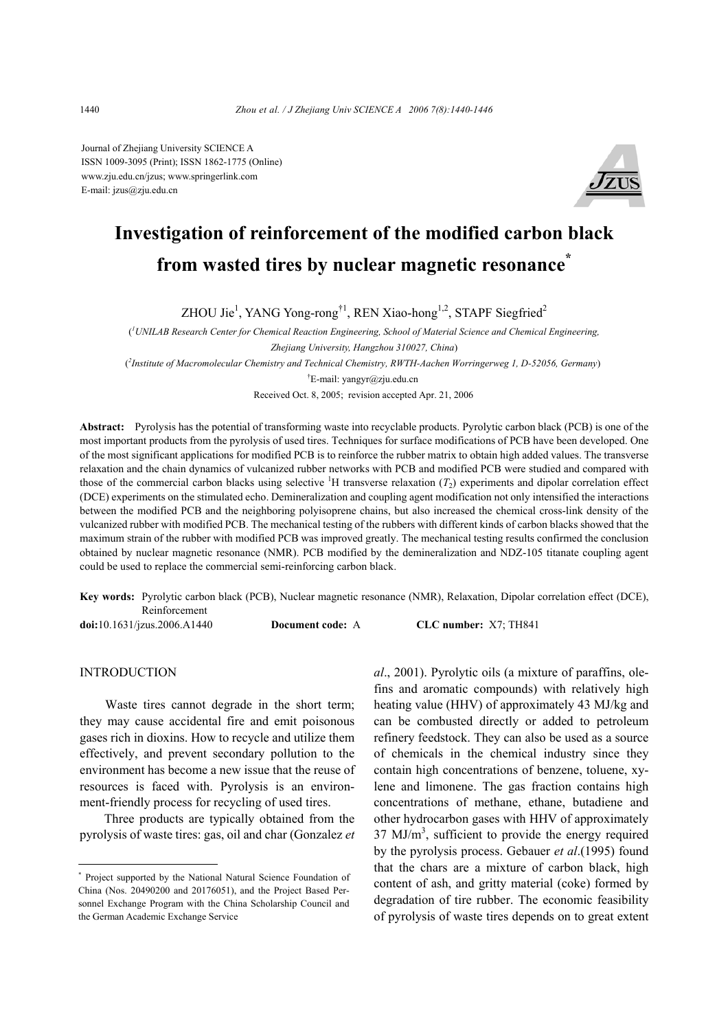Journal of Zhejiang University SCIENCE A
ISSN 1009-3095 (Print); ISSN 1862-1775 (Online)
www.zju.edu.cn/jzus; www.springerlink.com
E-mail: jzus@zju.edu.cn

# Investigation of reinforcement of the modified carbon black from wasted tires by nuclear magnetic resonance*

ZHOU Jie[1], YANG Yong-rong[†1], REN Xiao-hong[1,2], STAPF Siegfried[2]

([1]UNILAB Research Center for Chemical Reaction Engineering, School of Material Science and Chemical Engineering, Zhejiang University, Hangzhou 310027, China)

([2]Institute of Macromolecular Chemistry and Technical Chemistry, RWTH-Aachen Worringerweg 1, D-52056, Germany)

[†]E-mail: yangyr@zju.edu.cn

Received Oct. 8, 2005; revision accepted Apr. 21, 2006

**Abstract:** Pyrolysis has the potential of transforming waste into recyclable products. Pyrolytic carbon black (PCB) is one of the most important products from the pyrolysis of used tires. Techniques for surface modifications of PCB have been developed. One of the most significant applications for modified PCB is to reinforce the rubber matrix to obtain high added values. The transverse relaxation and the chain dynamics of vulcanized rubber networks with PCB and modified PCB were studied and compared with those of the commercial carbon blacks using selective $^1$H transverse relaxation ($T_2$) experiments and dipolar correlation effect (DCE) experiments on the stimulated echo. Demineralization and coupling agent modification not only intensified the interactions between the modified PCB and the neighboring polyisoprene chains, but also increased the chemical cross-link density of the vulcanized rubber with modified PCB. The mechanical testing of the rubbers with different kinds of carbon blacks showed that the maximum strain of the rubber with modified PCB was improved greatly. The mechanical testing results confirmed the conclusion obtained by nuclear magnetic resonance (NMR). PCB modified by the demineralization and NDZ-105 titanate coupling agent could be used to replace the commercial semi-reinforcing carbon black.

**Key words:** Pyrolytic carbon black (PCB), Nuclear magnetic resonance (NMR), Relaxation, Dipolar correlation effect (DCE), Reinforcement

**doi:**10.1631/jzus.2006.A1440 **Document code:** A **CLC number:** X7; TH841

## INTRODUCTION

Waste tires cannot degrade in the short term; they may cause accidental fire and emit poisonous gases rich in dioxins. How to recycle and utilize them effectively, and prevent secondary pollution to the environment has become a new issue that the reuse of resources is faced with. Pyrolysis is an environment-friendly process for recycling of used tires.

Three products are typically obtained from the pyrolysis of waste tires: gas, oil and char (Gonzalez *et al*., 2001). Pyrolytic oils (a mixture of paraffins, olefins and aromatic compounds) with relatively high heating value (HHV) of approximately 43 MJ/kg and can be combusted directly or added to petroleum refinery feedstock. They can also be used as a source of chemicals in the chemical industry since they contain high concentrations of benzene, toluene, xylene and limonene. The gas fraction contains high concentrations of methane, ethane, butadiene and other hydrocarbon gases with HHV of approximately 37 MJ/m$^3$, sufficient to provide the energy required by the pyrolysis process. Gebauer *et al*.(1995) found that the chars are a mixture of carbon black, high content of ash, and gritty material (coke) formed by degradation of tire rubber. The economic feasibility of pyrolysis of waste tires depends on to great extent

---

* Project supported by the National Natural Science Foundation of China (Nos. 20490200 and 20176051), and the Project Based Personnel Exchange Program with the China Scholarship Council and the German Academic Exchange Service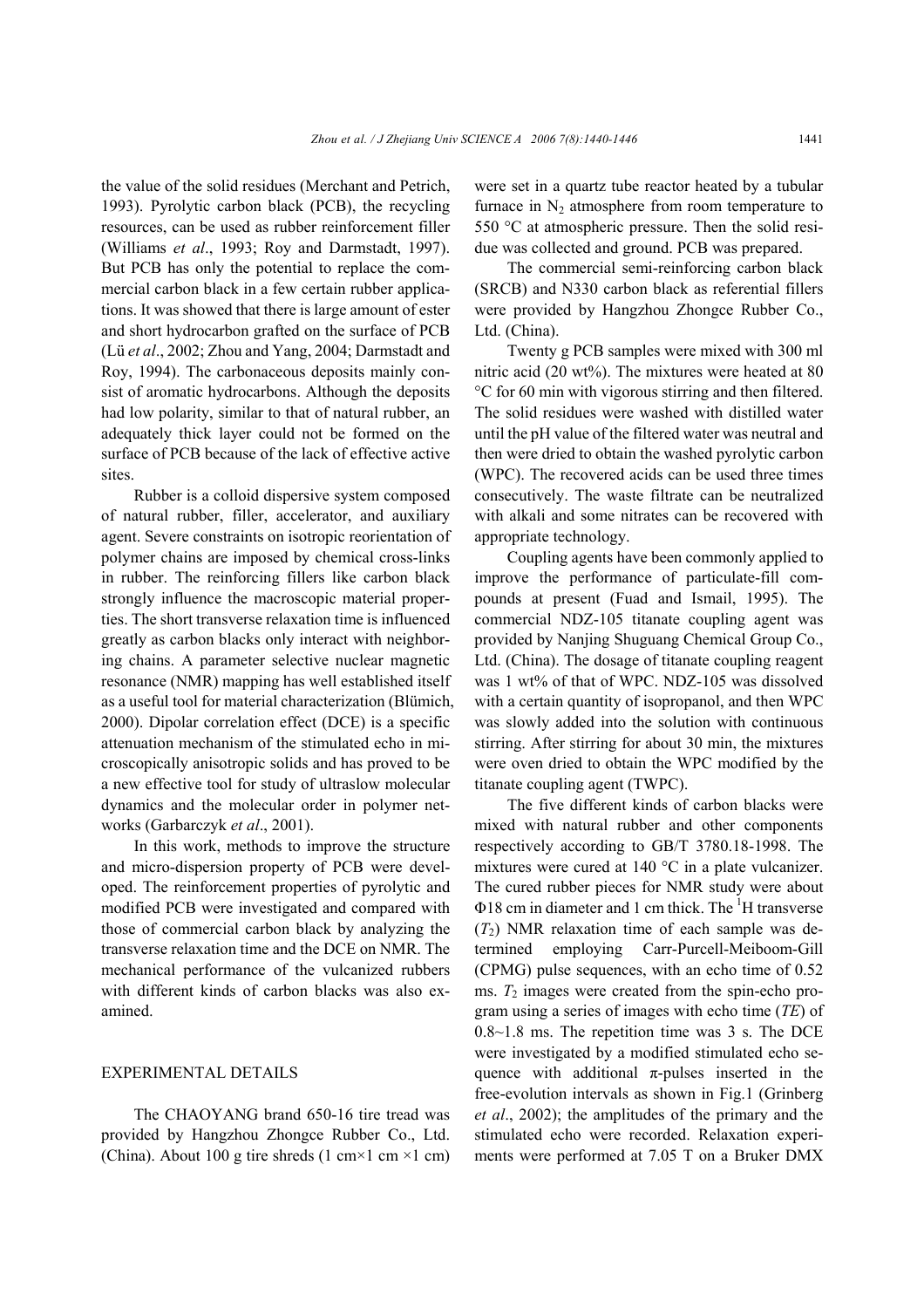the value of the solid residues (Merchant and Petrich, 1993). Pyrolytic carbon black (PCB), the recycling resources, can be used as rubber reinforcement filler (Williams *et al*., 1993; Roy and Darmstadt, 1997). But PCB has only the potential to replace the commercial carbon black in a few certain rubber applications. It was showed that there is large amount of ester and short hydrocarbon grafted on the surface of PCB (Lü *et al*., 2002; Zhou and Yang, 2004; Darmstadt and Roy, 1994). The carbonaceous deposits mainly consist of aromatic hydrocarbons. Although the deposits had low polarity, similar to that of natural rubber, an adequately thick layer could not be formed on the surface of PCB because of the lack of effective active sites.

Rubber is a colloid dispersive system composed of natural rubber, filler, accelerator, and auxiliary agent. Severe constraints on isotropic reorientation of polymer chains are imposed by chemical cross-links in rubber. The reinforcing fillers like carbon black strongly influence the macroscopic material properties. The short transverse relaxation time is influenced greatly as carbon blacks only interact with neighboring chains. A parameter selective nuclear magnetic resonance (NMR) mapping has well established itself as a useful tool for material characterization (Blümich, 2000). Dipolar correlation effect (DCE) is a specific attenuation mechanism of the stimulated echo in microscopically anisotropic solids and has proved to be a new effective tool for study of ultraslow molecular dynamics and the molecular order in polymer networks (Garbarczyk *et al*., 2001).

In this work, methods to improve the structure and micro-dispersion property of PCB were developed. The reinforcement properties of pyrolytic and modified PCB were investigated and compared with those of commercial carbon black by analyzing the transverse relaxation time and the DCE on NMR. The mechanical performance of the vulcanized rubbers with different kinds of carbon blacks was also examined.

## EXPERIMENTAL DETAILS

The CHAOYANG brand 650-16 tire tread was provided by Hangzhou Zhongce Rubber Co., Ltd. (China). About 100 g tire shreds (1 cm×1 cm ×1 cm) were set in a quartz tube reactor heated by a tubular furnace in $N_2$ atmosphere from room temperature to 550 °C at atmospheric pressure. Then the solid residue was collected and ground. PCB was prepared.

The commercial semi-reinforcing carbon black (SRCB) and N330 carbon black as referential fillers were provided by Hangzhou Zhongce Rubber Co., Ltd. (China).

Twenty g PCB samples were mixed with 300 ml nitric acid (20 wt%). The mixtures were heated at 80 °C for 60 min with vigorous stirring and then filtered. The solid residues were washed with distilled water until the pH value of the filtered water was neutral and then were dried to obtain the washed pyrolytic carbon (WPC). The recovered acids can be used three times consecutively. The waste filtrate can be neutralized with alkali and some nitrates can be recovered with appropriate technology.

Coupling agents have been commonly applied to improve the performance of particulate-fill compounds at present (Fuad and Ismail, 1995). The commercial NDZ-105 titanate coupling agent was provided by Nanjing Shuguang Chemical Group Co., Ltd. (China). The dosage of titanate coupling reagent was 1 wt% of that of WPC. NDZ-105 was dissolved with a certain quantity of isopropanol, and then WPC was slowly added into the solution with continuous stirring. After stirring for about 30 min, the mixtures were oven dried to obtain the WPC modified by the titanate coupling agent (TWPC).

The five different kinds of carbon blacks were mixed with natural rubber and other components respectively according to GB/T 3780.18-1998. The mixtures were cured at 140 °C in a plate vulcanizer. The cured rubber pieces for NMR study were about Φ18 cm in diameter and 1 cm thick. The $^1H$ transverse ($T_2$) NMR relaxation time of each sample was determined employing Carr-Purcell-Meiboom-Gill (CPMG) pulse sequences, with an echo time of 0.52 ms. $T_2$ images were created from the spin-echo program using a series of images with echo time (*TE*) of 0.8~1.8 ms. The repetition time was 3 s. The DCE were investigated by a modified stimulated echo sequence with additional π-pulses inserted in the free-evolution intervals as shown in Fig.1 (Grinberg *et al*., 2002); the amplitudes of the primary and the stimulated echo were recorded. Relaxation experiments were performed at 7.05 T on a Bruker DMX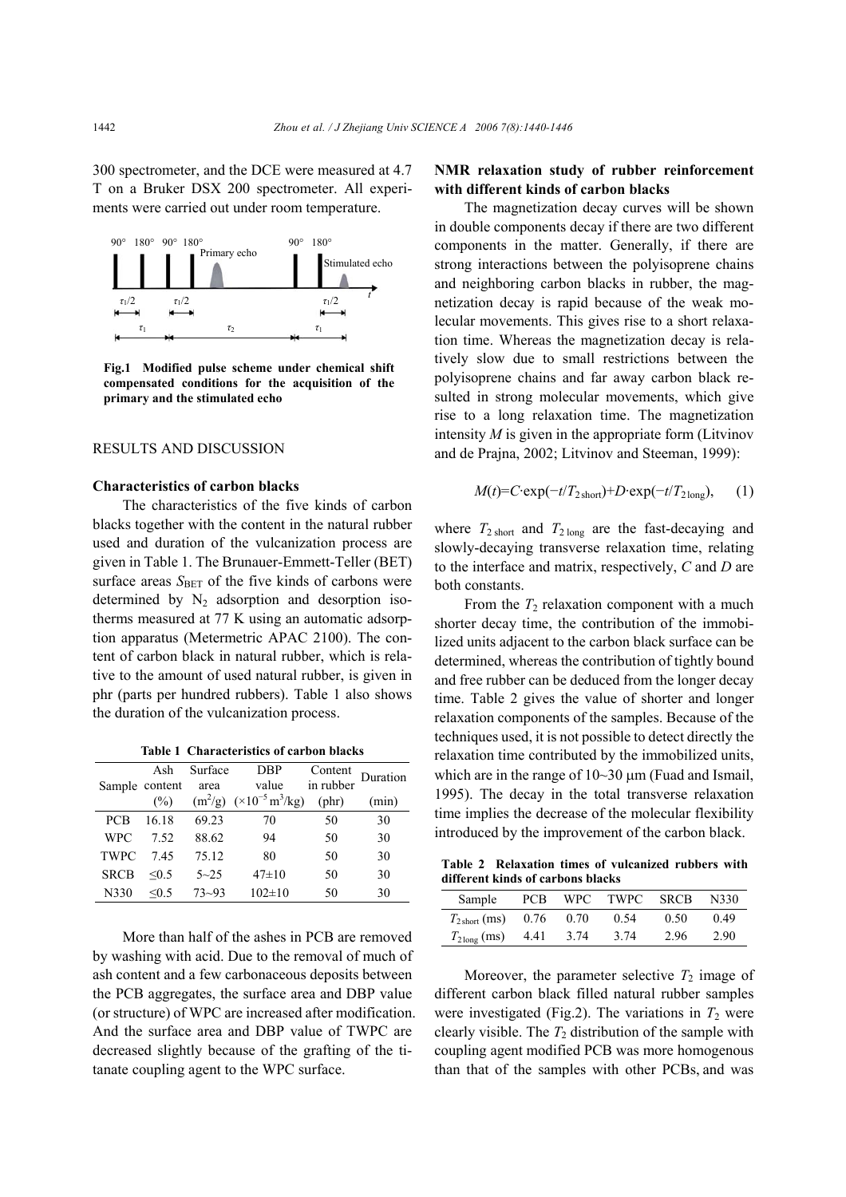300 spectrometer, and the DCE were measured at 4.7 T on a Bruker DSX 200 spectrometer. All experiments were carried out under room temperature.

**Fig.1 Modified pulse scheme under chemical shift compensated conditions for the acquisition of the primary and the stimulated echo**

## RESULTS AND DISCUSSION

### Characteristics of carbon blacks

The characteristics of the five kinds of carbon blacks together with the content in the natural rubber used and duration of the vulcanization process are given in Table 1. The Brunauer-Emmett-Teller (BET) surface areas $S_{BET}$ of the five kinds of carbons were determined by $N_2$ adsorption and desorption isotherms measured at 77 K using an automatic adsorption apparatus (Metermetric APAC 2100). The content of carbon black in natural rubber, which is relative to the amount of used natural rubber, is given in phr (parts per hundred rubbers). Table 1 also shows the duration of the vulcanization process.

**Table 1 Characteristics of carbon blacks**

| Sample | Ash content (%) | Surface area ($m^2$/g) | DBP value ($\times10^{-5}$ $m^3$/kg) | Content in rubber (phr) | Duration (min) |
|---|---|---|---|---|---|
| PCB | 16.18 | 69.23 | 70 | 50 | 30 |
| WPC | 7.52 | 88.62 | 94 | 50 | 30 |
| TWPC | 7.45 | 75.12 | 80 | 50 | 30 |
| SRCB | ≤0.5 | 5~25 | 47±10 | 50 | 30 |
| N330 | ≤0.5 | 73~93 | 102±10 | 50 | 30 |

More than half of the ashes in PCB are removed by washing with acid. Due to the removal of much of ash content and a few carbonaceous deposits between the PCB aggregates, the surface area and DBP value (or structure) of WPC are increased after modification. And the surface area and DBP value of TWPC are decreased slightly because of the grafting of the titanate coupling agent to the WPC surface.

### NMR relaxation study of rubber reinforcement with different kinds of carbon blacks

The magnetization decay curves will be shown in double components decay if there are two different components in the matter. Generally, if there are strong interactions between the polyisoprene chains and neighboring carbon blacks in rubber, the magnetization decay is rapid because of the weak molecular movements. This gives rise to a short relaxation time. Whereas the magnetization decay is relatively slow due to small restrictions between the polyisoprene chains and far away carbon black resulted in strong molecular movements, which give rise to a long relaxation time. The magnetization intensity $M$ is given in the appropriate form (Litvinov and de Prajna, 2002; Litvinov and Steeman, 1999):

$$M(t)=C\cdot\exp(-t/T_{2\,\mathrm{short}})+D\cdot\exp(-t/T_{2\,\mathrm{long}}), \quad (1)$$

where $T_{2\,\mathrm{short}}$ and $T_{2\,\mathrm{long}}$ are the fast-decaying and slowly-decaying transverse relaxation time, relating to the interface and matrix, respectively, $C$ and $D$ are both constants.

From the $T_2$ relaxation component with a much shorter decay time, the contribution of the immobilized units adjacent to the carbon black surface can be determined, whereas the contribution of tightly bound and free rubber can be deduced from the longer decay time. Table 2 gives the value of shorter and longer relaxation components of the samples. Because of the techniques used, it is not possible to detect directly the relaxation time contributed by the immobilized units, which are in the range of 10~30 μm (Fuad and Ismail, 1995). The decay in the total transverse relaxation time implies the decrease of the molecular flexibility introduced by the improvement of the carbon black.

**Table 2 Relaxation times of vulcanized rubbers with different kinds of carbons blacks**

| Sample | PCB | WPC | TWPC | SRCB | N330 |
|---|---|---|---|---|---|
| $T_{2\,\mathrm{short}}$ (ms) | 0.76 | 0.70 | 0.54 | 0.50 | 0.49 |
| $T_{2\,\mathrm{long}}$ (ms) | 4.41 | 3.74 | 3.74 | 2.96 | 2.90 |

Moreover, the parameter selective $T_2$ image of different carbon black filled natural rubber samples were investigated (Fig.2). The variations in $T_2$ were clearly visible. The $T_2$ distribution of the sample with coupling agent modified PCB was more homogenous than that of the samples with other PCBs, and was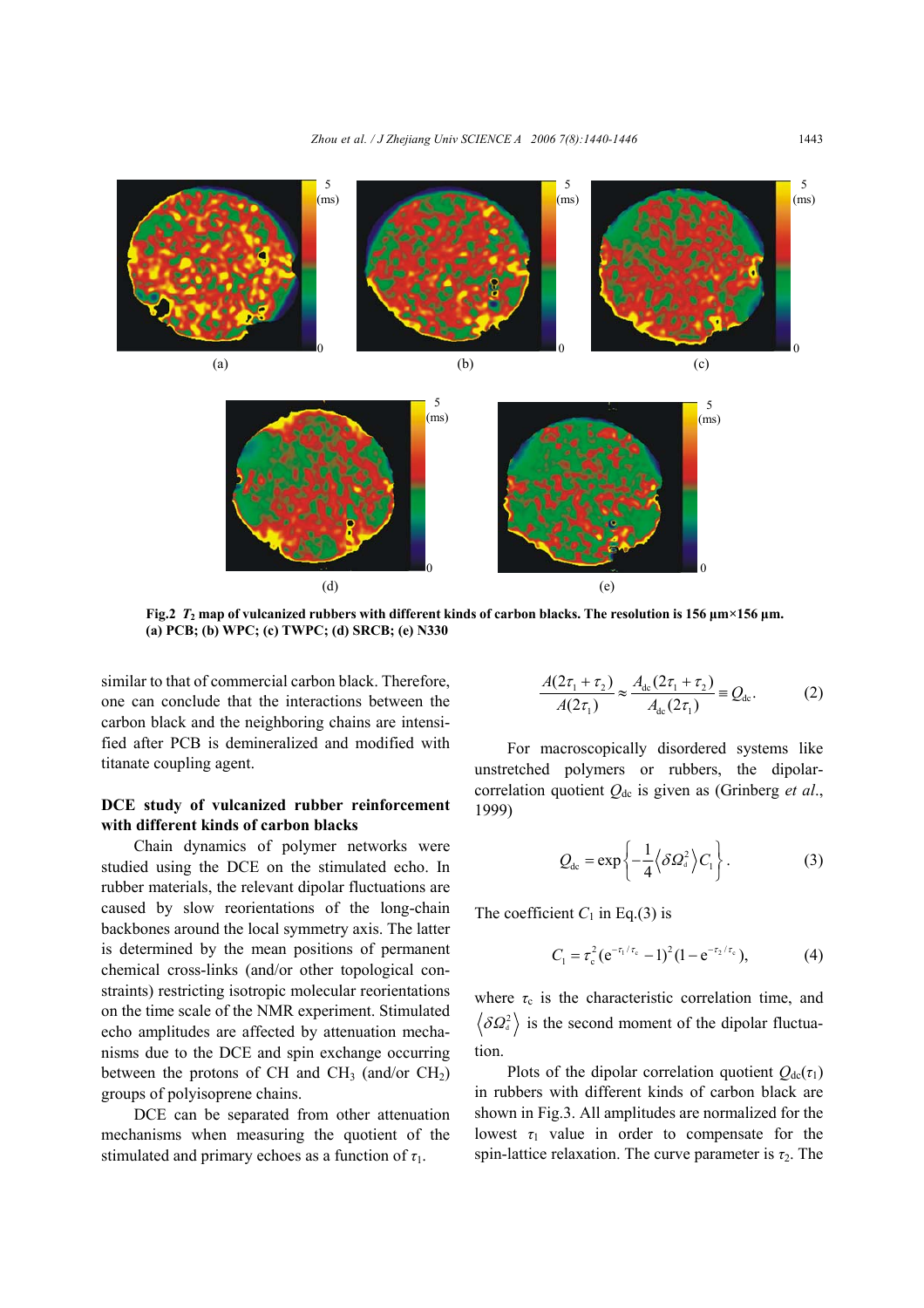**Fig.2** $T_2$ **map of vulcanized rubbers with different kinds of carbon blacks. The resolution is 156 μm×156 μm. (a) PCB; (b) WPC; (c) TWPC; (d) SRCB; (e) N330**

similar to that of commercial carbon black. Therefore, one can conclude that the interactions between the carbon black and the neighboring chains are intensified after PCB is demineralized and modified with titanate coupling agent.

**DCE study of vulcanized rubber reinforcement with different kinds of carbon blacks**

Chain dynamics of polymer networks were studied using the DCE on the stimulated echo. In rubber materials, the relevant dipolar fluctuations are caused by slow reorientations of the long-chain backbones around the local symmetry axis. The latter is determined by the mean positions of permanent chemical cross-links (and/or other topological constraints) restricting isotropic molecular reorientations on the time scale of the NMR experiment. Stimulated echo amplitudes are affected by attenuation mechanisms due to the DCE and spin exchange occurring between the protons of CH and $CH_3$ (and/or $CH_2$) groups of polyisoprene chains.

DCE can be separated from other attenuation mechanisms when measuring the quotient of the stimulated and primary echoes as a function of $\tau_1$.

$$\frac{A(2\tau_1+\tau_2)}{A(2\tau_1)} \approx \frac{A_{\rm dc}(2\tau_1+\tau_2)}{A_{\rm dc}(2\tau_1)} \equiv Q_{\rm dc}. \tag{2}$$

For macroscopically disordered systems like unstretched polymers or rubbers, the dipolar-correlation quotient $Q_{\rm dc}$ is given as (Grinberg *et al*., 1999)

$$Q_{\rm dc} = \exp\left\{-\frac{1}{4}\left\langle \delta\Omega_{\rm d}^2\right\rangle C_1\right\}. \tag{3}$$

The coefficient $C_1$ in Eq.(3) is

$$C_1 = \tau_{\rm c}^2({\rm e}^{-\tau_1/\tau_{\rm c}}-1)^2(1-{\rm e}^{-\tau_2/\tau_{\rm c}}), \tag{4}$$

where $\tau_{\rm c}$ is the characteristic correlation time, and $\left\langle \delta\Omega_{\rm d}^2\right\rangle$ is the second moment of the dipolar fluctuation.

Plots of the dipolar correlation quotient $Q_{\rm dc}(\tau_1)$ in rubbers with different kinds of carbon black are shown in Fig.3. All amplitudes are normalized for the lowest $\tau_1$ value in order to compensate for the spin-lattice relaxation. The curve parameter is $\tau_2$. The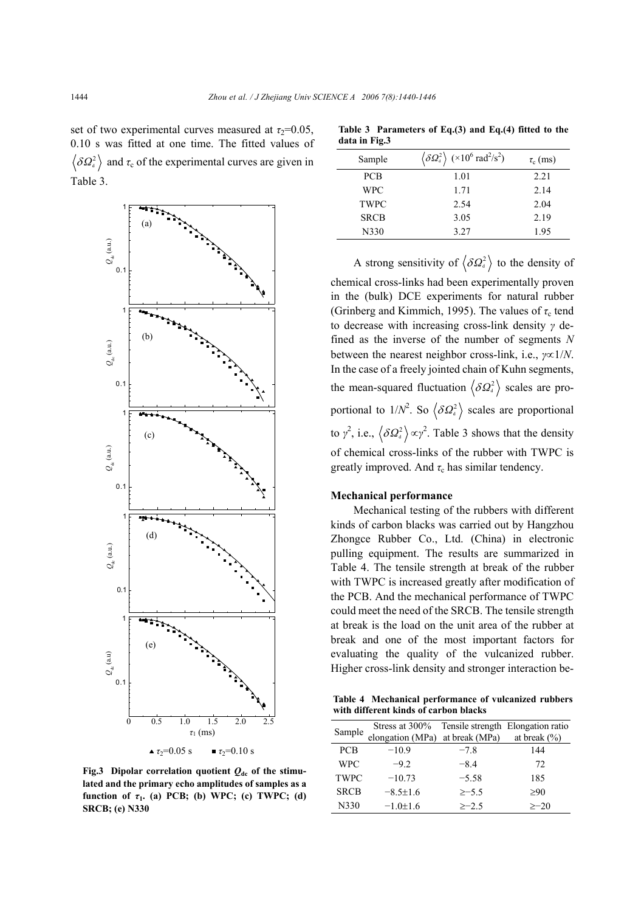set of two experimental curves measured at $\tau_2$=0.05, 0.10 s was fitted at one time. The fitted values of $\left\langle \delta\Omega_d^2 \right\rangle$ and $\tau_c$ of the experimental curves are given in Table 3.

**Fig.3 Dipolar correlation quotient $Q_{dc}$ of the stimulated and the primary echo amplitudes of samples as a function of $\tau_1$. (a) PCB; (b) WPC; (c) TWPC; (d) SRCB; (e) N330**

**Table 3 Parameters of Eq.(3) and Eq.(4) fitted to the data in Fig.3**

| Sample | $\left\langle \delta\Omega_d^2 \right\rangle$ ($\times 10^6$ rad$^2$/s$^2$) | $\tau_c$ (ms) |
|---|---|---|
| PCB | 1.01 | 2.21 |
| WPC | 1.71 | 2.14 |
| TWPC | 2.54 | 2.04 |
| SRCB | 3.05 | 2.19 |
| N330 | 3.27 | 1.95 |

A strong sensitivity of $\left\langle \delta\Omega_d^2 \right\rangle$ to the density of chemical cross-links had been experimentally proven in the (bulk) DCE experiments for natural rubber (Grinberg and Kimmich, 1995). The values of $\tau_c$ tend to decrease with increasing cross-link density $\gamma$ defined as the inverse of the number of segments $N$ between the nearest neighbor cross-link, i.e., $\gamma \propto 1/N$. In the case of a freely jointed chain of Kuhn segments, the mean-squared fluctuation $\left\langle \delta\Omega_d^2 \right\rangle$ scales are proportional to $1/N^2$. So $\left\langle \delta\Omega_d^2 \right\rangle$ scales are proportional to $\gamma^2$, i.e., $\left\langle \delta\Omega_d^2 \right\rangle \propto \gamma^2$. Table 3 shows that the density of chemical cross-links of the rubber with TWPC is greatly improved. And $\tau_c$ has similar tendency.

### Mechanical performance

Mechanical testing of the rubbers with different kinds of carbon blacks was carried out by Hangzhou Zhongce Rubber Co., Ltd. (China) in electronic pulling equipment. The results are summarized in Table 4. The tensile strength at break of the rubber with TWPC is increased greatly after modification of the PCB. And the mechanical performance of TWPC could meet the need of the SRCB. The tensile strength at break is the load on the unit area of the rubber at break and one of the most important factors for evaluating the quality of the vulcanized rubber. Higher cross-link density and stronger interaction be-

**Table 4 Mechanical performance of vulcanized rubbers with different kinds of carbon blacks**

| Sample | Stress at 300% elongation (MPa) | Tensile strength at break (MPa) | Elongation ratio at break (%) |
|---|---|---|---|
| PCB | −10.9 | −7.8 | 144 |
| WPC | −9.2 | −8.4 | 72 |
| TWPC | −10.73 | −5.58 | 185 |
| SRCB | −8.5±1.6 | ≥−5.5 | ≥90 |
| N330 | −1.0±1.6 | ≥−2.5 | ≥−20 |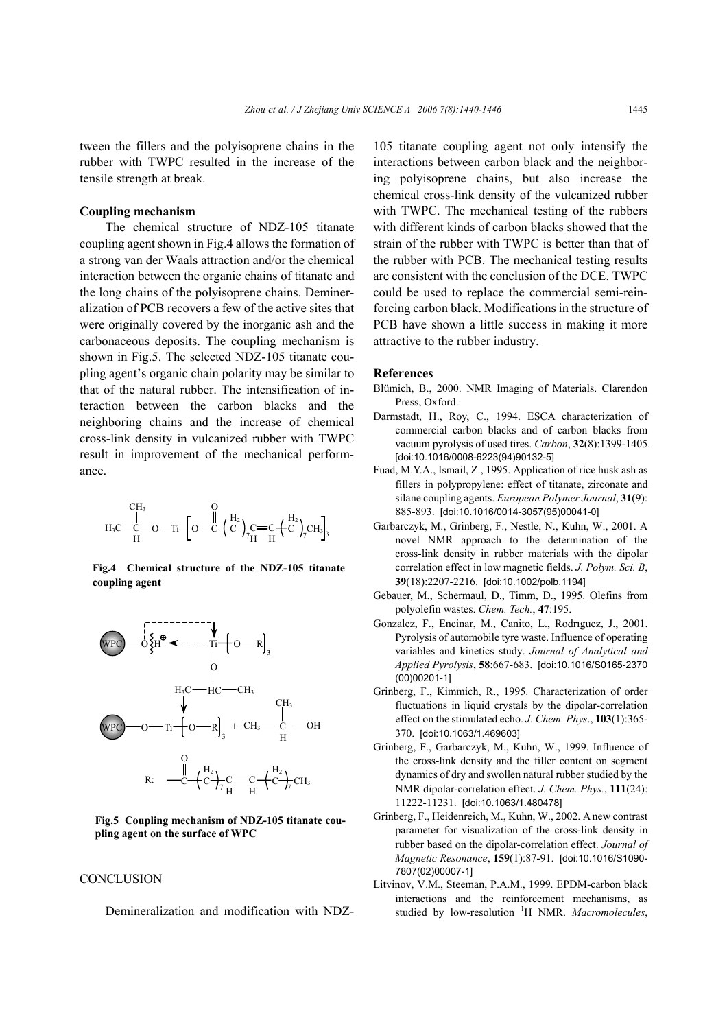tween the fillers and the polyisoprene chains in the rubber with TWPC resulted in the increase of the tensile strength at break.

### Coupling mechanism

The chemical structure of NDZ-105 titanate coupling agent shown in Fig.4 allows the formation of a strong van der Waals attraction and/or the chemical interaction between the organic chains of titanate and the long chains of the polyisoprene chains. Demineralization of PCB recovers a few of the active sites that were originally covered by the inorganic ash and the carbonaceous deposits. The coupling mechanism is shown in Fig.5. The selected NDZ-105 titanate coupling agent's organic chain polarity may be similar to that of the natural rubber. The intensification of interaction between the carbon blacks and the neighboring chains and the increase of chemical cross-link density in vulcanized rubber with TWPC result in improvement of the mechanical performance.

$$H_3C-\underset{H}{\overset{CH_3}{\underset{|}{\overset{|}{C}}}}-O-Ti\left[O-\overset{O}{\overset{\|}{C}}\left(\overset{H_2}{C}\right)_7\underset{H}{C}=\underset{H}{C}\left(\overset{H_2}{C}\right)_7CH_3\right]_3$$

**Fig.4 Chemical structure of the NDZ-105 titanate coupling agent**

$$\text{WPC}-O\overset{\oplus}{H} \leftarrow Ti\left[O-R\right]_3 \text{ (with } Ti-O-\underset{H_3C\quad CH_3}{HC}\text{)}$$

$$\downarrow$$

$$\text{WPC}-O-Ti\left[O-R\right]_3 + CH_3-\underset{H}{\overset{CH_3}{C}}-OH$$

$$R:\ -\overset{O}{\overset{\|}{C}}\left(\overset{H_2}{C}\right)_7\underset{H}{C}=\underset{H}{C}\left(\overset{H_2}{C}\right)_7CH_3$$

**Fig.5 Coupling mechanism of NDZ-105 titanate coupling agent on the surface of WPC**

## CONCLUSION

Demineralization and modification with NDZ-105 titanate coupling agent not only intensify the interactions between carbon black and the neighboring polyisoprene chains, but also increase the chemical cross-link density of the vulcanized rubber with TWPC. The mechanical testing of the rubbers with different kinds of carbon blacks showed that the strain of the rubber with TWPC is better than that of the rubber with PCB. The mechanical testing results are consistent with the conclusion of the DCE. TWPC could be used to replace the commercial semi-reinforcing carbon black. Modifications in the structure of PCB have shown a little success in making it more attractive to the rubber industry.

## References

Blümich, B., 2000. NMR Imaging of Materials. Clarendon Press, Oxford.

Darmstadt, H., Roy, C., 1994. ESCA characterization of commercial carbon blacks and of carbon blacks from vacuum pyrolysis of used tires. *Carbon*, **32**(8):1399-1405. [doi:10.1016/0008-6223(94)90132-5]

Fuad, M.Y.A., Ismail, Z., 1995. Application of rice husk ash as fillers in polypropylene: effect of titanate, zirconate and silane coupling agents. *European Polymer Journal*, **31**(9): 885-893. [doi:10.1016/0014-3057(95)00041-0]

Garbarczyk, M., Grinberg, F., Nestle, N., Kuhn, W., 2001. A novel NMR approach to the determination of the cross-link density in rubber materials with the dipolar correlation effect in low magnetic fields. *J. Polym. Sci. B*, **39**(18):2207-2216. [doi:10.1002/polb.1194]

Gebauer, M., Schermaul, D., Timm, D., 1995. Olefins from polyolefin wastes. *Chem. Tech.*, **47**:195.

Gonzalez, F., Encinar, M., Canito, L., Rodrıguez, J., 2001. Pyrolysis of automobile tyre waste. Influence of operating variables and kinetics study. *Journal of Analytical and Applied Pyrolysis*, **58**:667-683. [doi:10.1016/S0165-2370(00)00201-1]

Grinberg, F., Kimmich, R., 1995. Characterization of order fluctuations in liquid crystals by the dipolar-correlation effect on the stimulated echo. *J. Chem. Phys*., **103**(1):365-370. [doi:10.1063/1.469603]

Grinberg, F., Garbarczyk, M., Kuhn, W., 1999. Influence of the cross-link density and the filler content on segment dynamics of dry and swollen natural rubber studied by the NMR dipolar-correlation effect. *J. Chem. Phys.*, **111**(24): 11222-11231. [doi:10.1063/1.480478]

Grinberg, F., Heidenreich, M., Kuhn, W., 2002. A new contrast parameter for visualization of the cross-link density in rubber based on the dipolar-correlation effect. *Journal of Magnetic Resonance*, **159**(1):87-91. [doi:10.1016/S1090-7807(02)00007-1]

Litvinov, V.M., Steeman, P.A.M., 1999. EPDM-carbon black interactions and the reinforcement mechanisms, as studied by low-resolution $^1$H NMR. *Macromolecules*,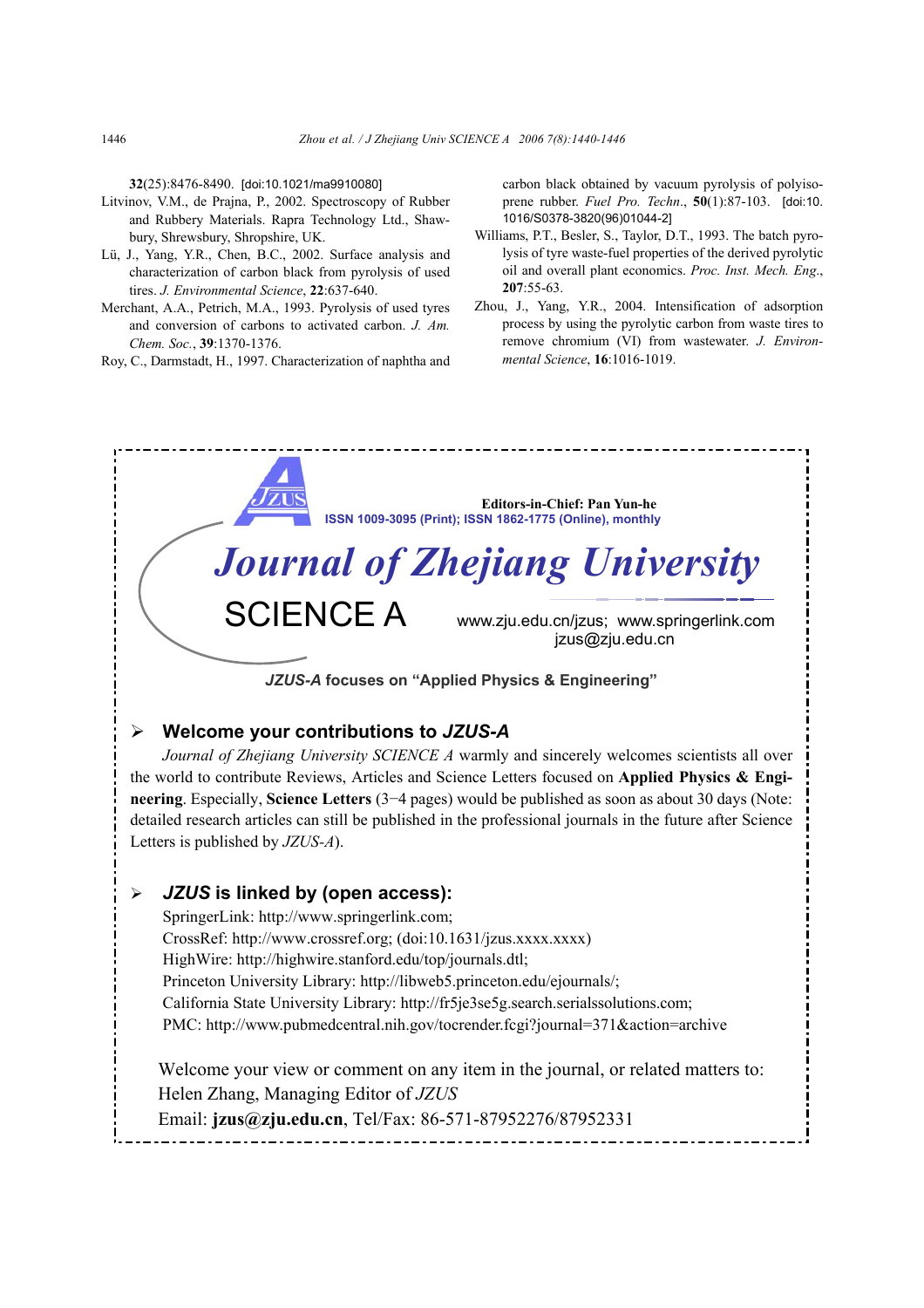32(25):8476-8490. [doi:10.1021/ma9910080]

Litvinov, V.M., de Prajna, P., 2002. Spectroscopy of Rubber and Rubbery Materials. Rapra Technology Ltd., Shawbury, Shrewsbury, Shropshire, UK.

Lü, J., Yang, Y.R., Chen, B.C., 2002. Surface analysis and characterization of carbon black from pyrolysis of used tires. *J. Environmental Science*, **22**:637-640.

Merchant, A.A., Petrich, M.A., 1993. Pyrolysis of used tyres and conversion of carbons to activated carbon. *J. Am. Chem. Soc.*, **39**:1370-1376.

Roy, C., Darmstadt, H., 1997. Characterization of naphtha and carbon black obtained by vacuum pyrolysis of polyisoprene rubber. *Fuel Pro. Techn*., **50**(1):87-103. [doi:10.1016/S0378-3820(96)01044-2]

Williams, P.T., Besler, S., Taylor, D.T., 1993. The batch pyrolysis of tyre waste-fuel properties of the derived pyrolytic oil and overall plant economics. *Proc. Inst. Mech. Eng*., **207**:55-63.

Zhou, J., Yang, Y.R., 2004. Intensification of adsorption process by using the pyrolytic carbon from waste tires to remove chromium (VI) from wastewater. *J. Environmental Science*, **16**:1016-1019.

---

JZUS A

**Editors-in-Chief: Pan Yun-he**
ISSN 1009-3095 (Print); ISSN 1862-1775 (Online), monthly

# *Journal of Zhejiang University* SCIENCE A

www.zju.edu.cn/jzus; www.springerlink.com
jzus@zju.edu.cn

***JZUS-A*** **focuses on "Applied Physics & Engineering"**

## ➢ Welcome your contributions to *JZUS-A*

*Journal of Zhejiang University SCIENCE A* warmly and sincerely welcomes scientists all over the world to contribute Reviews, Articles and Science Letters focused on **Applied Physics & Engineering**. Especially, **Science Letters** (3−4 pages) would be published as soon as about 30 days (Note: detailed research articles can still be published in the professional journals in the future after Science Letters is published by *JZUS-A*).

## ➢ *JZUS* is linked by (open access):

SpringerLink: http://www.springerlink.com;
CrossRef: http://www.crossref.org; (doi:10.1631/jzus.xxxx.xxxx)
HighWire: http://highwire.stanford.edu/top/journals.dtl;
Princeton University Library: http://libweb5.princeton.edu/ejournals/;
California State University Library: http://fr5je3se5g.search.serialssolutions.com;
PMC: http://www.pubmedcentral.nih.gov/tocrender.fcgi?journal=371&action=archive

Welcome your view or comment on any item in the journal, or related matters to:
Helen Zhang, Managing Editor of *JZUS*
Email: **jzus@zju.edu.cn**, Tel/Fax: 86-571-87952276/87952331